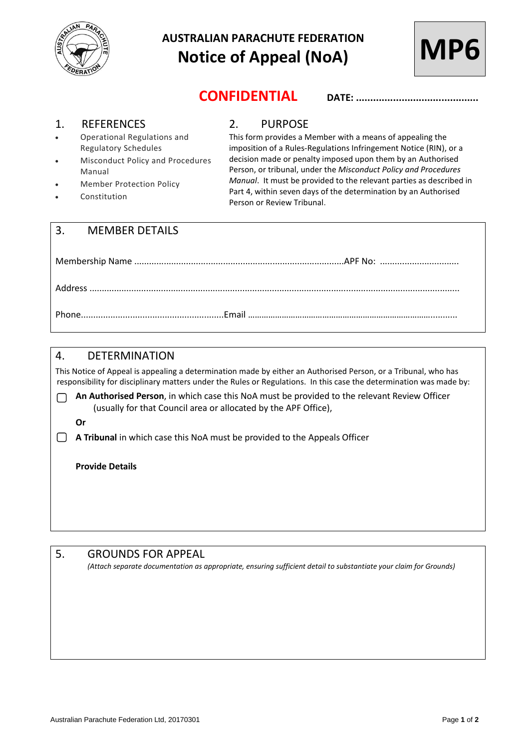# AUSTRALIAN PARACHUTE FEDERATION

# Notice of Appeal (NoA)

**MP6**

**CONFIDENTIAL** **DATE: ............................................**

## 1. REFERENCES

- Operational Regulations and Regulatory Schedules
- Misconduct Policy and Procedures Manual
- Member Protection Policy
- Constitution

## 2. PURPOSE

This form provides a Member with a means of appealing the imposition of a Rules-Regulations Infringement Notice (RIN), or a decision made or penalty imposed upon them by an Authorised Person, or tribunal, under the *Misconduct Policy and Procedures Manual*. It must be provided to the relevant parties as described in Part 4, within seven days of the determination by an Authorised Person or Review Tribunal.

## 3. MEMBER DETAILS

Membership Name ....................................................................................APF No: ...............................

Address ...................................................................................................................................................

Phone.........................................................Email ..........................................................................................

## 4. DETERMINATION

This Notice of Appeal is appealing a determination made by either an Authorised Person, or a Tribunal, who has responsibility for disciplinary matters under the Rules or Regulations. In this case the determination was made by:

☐ **An Authorised Person**, in which case this NoA must be provided to the relevant Review Officer (usually for that Council area or allocated by the APF Office),

**Or**

☐ **A Tribunal** in which case this NoA must be provided to the Appeals Officer

**Provide Details**

## 5. GROUNDS FOR APPEAL

*(Attach separate documentation as appropriate, ensuring sufficient detail to substantiate your claim for Grounds)*

Australian Parachute Federation Ltd, 20170301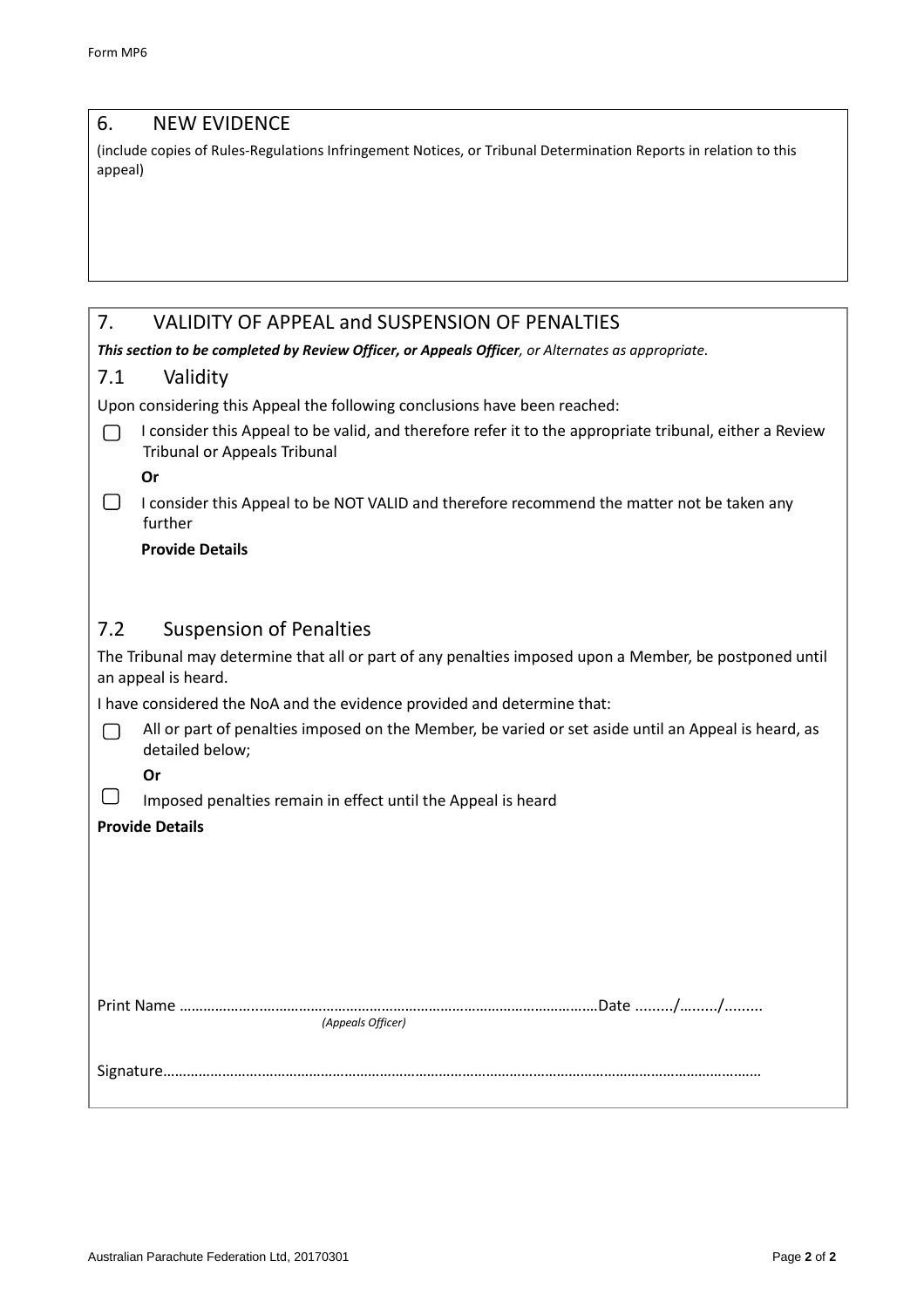## 6. NEW EVIDENCE

(include copies of Rules-Regulations Infringement Notices, or Tribunal Determination Reports in relation to this appeal)

## 7. VALIDITY OF APPEAL and SUSPENSION OF PENALTIES

***This section to be completed by Review Officer, or Appeals Officer****, or Alternates as appropriate.*

### 7.1 Validity

Upon considering this Appeal the following conclusions have been reached:

- ☐ I consider this Appeal to be valid, and therefore refer it to the appropriate tribunal, either a Review Tribunal or Appeals Tribunal

**Or**

- ☐ I consider this Appeal to be NOT VALID and therefore recommend the matter not be taken any further

**Provide Details**

### 7.2 Suspension of Penalties

The Tribunal may determine that all or part of any penalties imposed upon a Member, be postponed until an appeal is heard.

I have considered the NoA and the evidence provided and determine that:

- ☐ All or part of penalties imposed on the Member, be varied or set aside until an Appeal is heard, as detailed below;

**Or**

- ☐ Imposed penalties remain in effect until the Appeal is heard

**Provide Details**

Print Name ………………………………………………………………………………………………Date ........./......../.........
*(Appeals Officer)*

Signature…………………………………………………………………………………………………………………………………